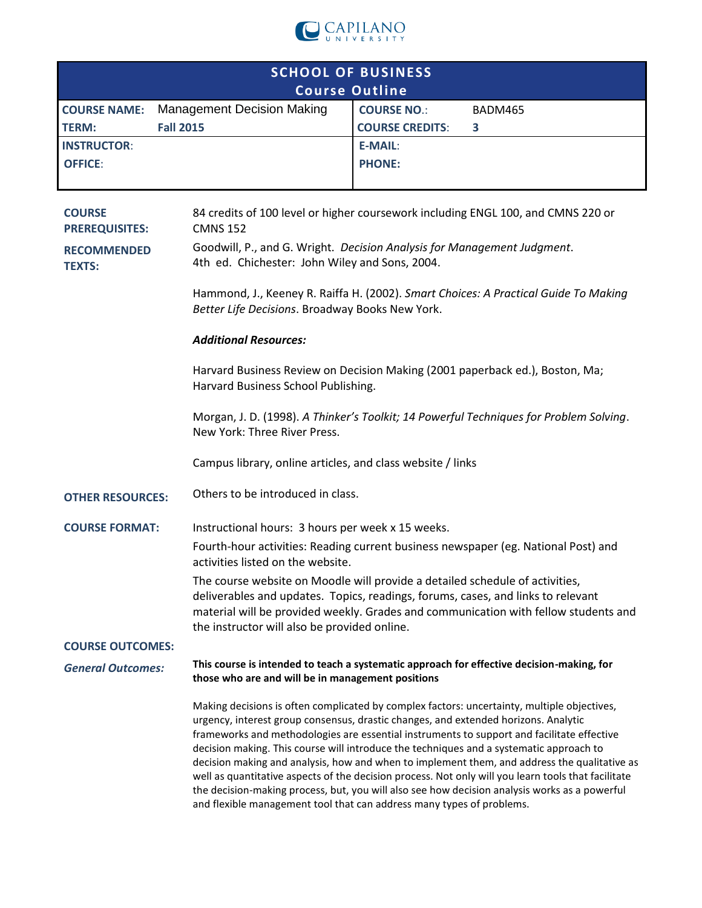CAPILANO UNIVERSITY

# SCHOOL OF BUSINESS
## Course Outline

| | | | |
|---|---|---|---|
| **COURSE NAME:** | Management Decision Making | **COURSE NO.:** | BADM465 |
| **TERM:** | **Fall 2015** | **COURSE CREDITS:** | **3** |
| **INSTRUCTOR:** | | **E-MAIL:** | |
| **OFFICE:** | | **PHONE:** | |

**COURSE PREREQUISITES:** 84 credits of 100 level or higher coursework including ENGL 100, and CMNS 220 or CMNS 152

**RECOMMENDED TEXTS:** Goodwill, P., and G. Wright. *Decision Analysis for Management Judgment*. 4th ed. Chichester: John Wiley and Sons, 2004.

Hammond, J., Keeney R. Raiffa H. (2002). *Smart Choices: A Practical Guide To Making Better Life Decisions*. Broadway Books New York.

***Additional Resources:***

Harvard Business Review on Decision Making (2001 paperback ed.), Boston, Ma; Harvard Business School Publishing.

Morgan, J. D. (1998). *A Thinker's Toolkit; 14 Powerful Techniques for Problem Solving*. New York: Three River Press.

Campus library, online articles, and class website / links

**OTHER RESOURCES:** Others to be introduced in class.

**COURSE FORMAT:** Instructional hours: 3 hours per week x 15 weeks.

Fourth-hour activities: Reading current business newspaper (eg. National Post) and activities listed on the website.

The course website on Moodle will provide a detailed schedule of activities, deliverables and updates. Topics, readings, forums, cases, and links to relevant material will be provided weekly. Grades and communication with fellow students and the instructor will also be provided online.

**COURSE OUTCOMES:**

***General Outcomes:*** **This course is intended to teach a systematic approach for effective decision-making, for those who are and will be in management positions**

Making decisions is often complicated by complex factors: uncertainty, multiple objectives, urgency, interest group consensus, drastic changes, and extended horizons. Analytic frameworks and methodologies are essential instruments to support and facilitate effective decision making. This course will introduce the techniques and a systematic approach to decision making and analysis, how and when to implement them, and address the qualitative as well as quantitative aspects of the decision process. Not only will you learn tools that facilitate the decision-making process, but, you will also see how decision analysis works as a powerful and flexible management tool that can address many types of problems.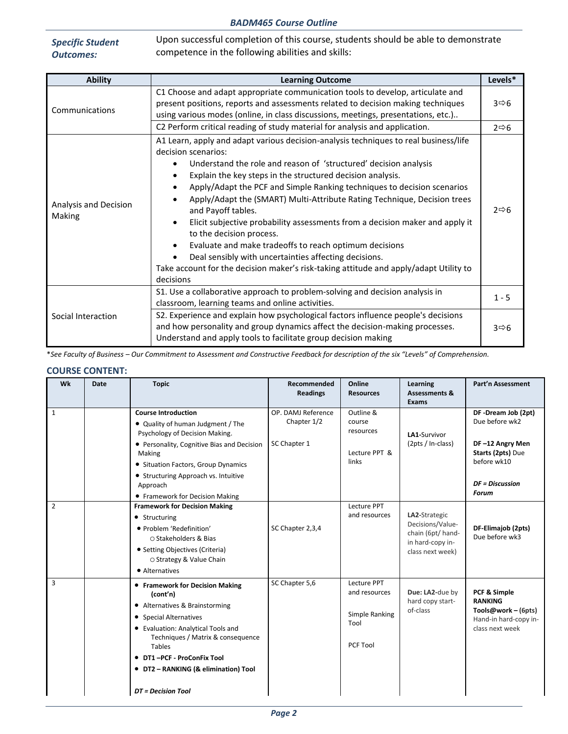***Specific Student Outcomes:*** Upon successful completion of this course, students should be able to demonstrate competence in the following abilities and skills:

| Ability | Learning Outcome | Levels* |
|---|---|---|
| Communications | C1 Choose and adapt appropriate communication tools to develop, articulate and present positions, reports and assessments related to decision making techniques using various modes (online, in class discussions, meetings, presentations, etc.).. | 3⇨6 |
| | C2 Perform critical reading of study material for analysis and application. | 2⇨6 |
| Analysis and Decision Making | A1 Learn, apply and adapt various decision-analysis techniques to real business/life decision scenarios:<br>• Understand the role and reason of 'structured' decision analysis<br>• Explain the key steps in the structured decision analysis.<br>• Apply/Adapt the PCF and Simple Ranking techniques to decision scenarios<br>• Apply/Adapt the (SMART) Multi-Attribute Rating Technique, Decision trees and Payoff tables.<br>• Elicit subjective probability assessments from a decision maker and apply it to the decision process.<br>• Evaluate and make tradeoffs to reach optimum decisions<br>• Deal sensibly with uncertainties affecting decisions.<br>Take account for the decision maker's risk-taking attitude and apply/adapt Utility to decisions | 2⇨6 |
| Social Interaction | S1. Use a collaborative approach to problem-solving and decision analysis in classroom, learning teams and online activities. | 1 - 5 |
| | S2. Experience and explain how psychological factors influence people's decisions and how personality and group dynamics affect the decision-making processes. Understand and apply tools to facilitate group decision making | 3⇨6 |

*\*See Faculty of Business – Our Commitment to Assessment and Constructive Feedback for description of the six "Levels" of Comprehension.*

## COURSE CONTENT:

| Wk | Date | Topic | Recommended Readings | Online Resources | Learning Assessments & Exams | Part'n Assessment |
|---|---|---|---|---|---|---|
| 1 | | **Course Introduction**<br>• Quality of human Judgment / The Psychology of Decision Making.<br>• Personality, Cognitive Bias and Decision Making<br>• Situation Factors, Group Dynamics<br>• Structuring Approach vs. Intuitive Approach<br>• Framework for Decision Making | OP. DAMJ Reference Chapter 1/2<br><br>SC Chapter 1 | Outline & course resources<br><br>Lecture PPT & links | **LA1**-Survivor (2pts / In-class) | **DF -Dream Job (2pt)** Due before wk2<br><br>**DF –12 Angry Men Starts (2pts)** Due before wk10<br><br>***DF = Discussion Forum*** |
| 2 | | **Framework for Decision Making**<br>• Structuring<br>• Problem 'Redefinition'<br>○ Stakeholders & Bias<br>• Setting Objectives (Criteria)<br>○ Strategy & Value Chain<br>• Alternatives | SC Chapter 2,3,4 | Lecture PPT and resources | **LA2**-Strategic Decisions/Value-chain (6pt/ hand-in hard-copy in-class next week) | **DF-Elimajob (2pts)** Due before wk3 |
| 3 | | • **Framework for Decision Making (cont'n)**<br>• Alternatives & Brainstorming<br>• Special Alternatives<br>• Evaluation: Analytical Tools and Techniques / Matrix & consequence Tables<br>• **DT1 –PCF - ProConFix Tool**<br>• **DT2 – RANKING (& elimination) Tool**<br><br>***DT = Decision Tool*** | SC Chapter 5,6 | Lecture PPT and resources<br><br>Simple Ranking Tool<br><br>PCF Tool | **Due: LA2**-due by hard copy start-of-class | **PCF & Simple RANKING Tools@work – (6pts)** Hand-in hard-copy in-class next week |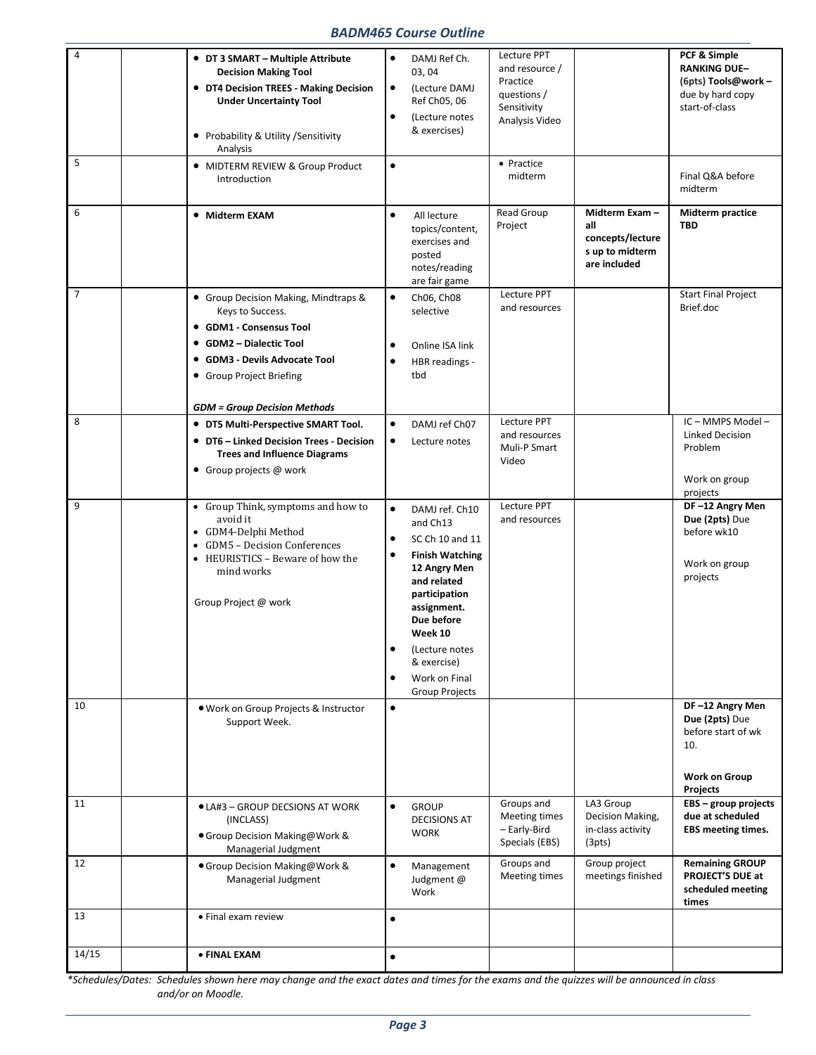| | | | | | | |
|---|---|---|---|---|---|---|
| 4 | | • **DT 3 SMART – Multiple Attribute Decision Making Tool**<br>• **DT4 Decision TREES - Making Decision Under Uncertainty Tool**<br>• Probability & Utility /Sensitivity Analysis | • DAMJ Ref Ch. 03, 04<br>• (Lecture DAMJ Ref Ch05, 06<br>• (Lecture notes & exercises) | Lecture PPT and resource / Practice questions / Sensitivity Analysis Video | | **PCF & Simple RANKING DUE– (6pts) Tools@work –** due by hard copy start-of-class |
| 5 | | • MIDTERM REVIEW & Group Product Introduction | • | • Practice midterm | | Final Q&A before midterm |
| 6 | | • **Midterm EXAM** | • All lecture topics/content, exercises and posted notes/reading are fair game | Read Group Project | **Midterm Exam – all concepts/lectures up to midterm are included** | **Midterm practice TBD** |
| 7 | | • Group Decision Making, Mindtraps & Keys to Success.<br>• **GDM1 - Consensus Tool**<br>• **GDM2 – Dialectic Tool**<br>• **GDM3 - Devils Advocate Tool**<br>• Group Project Briefing<br>***GDM = Group Decision Methods*** | • Ch06, Ch08 selective<br>• Online ISA link<br>• HBR readings - tbd | Lecture PPT and resources | | Start Final Project Brief.doc |
| 8 | | • **DT5 Multi-Perspective SMART Tool.**<br>• **DT6 – Linked Decision Trees - Decision Trees and Influence Diagrams**<br>• Group projects @ work | • DAMJ ref Ch07<br>• Lecture notes | Lecture PPT and resources Muli-P Smart Video | | IC – MMPS Model – Linked Decision Problem<br>Work on group projects |
| 9 | | • Group Think, symptoms and how to avoid it<br>• GDM4-Delphi Method<br>• GDM5 – Decision Conferences<br>• HEURISTICS – Beware of how the mind works<br>Group Project @ work | • DAMJ ref. Ch10 and Ch13<br>• SC Ch 10 and 11<br>• **Finish Watching 12 Angry Men and related participation assignment. Due before Week 10**<br>• (Lecture notes & exercise)<br>• Work on Final Group Projects | Lecture PPT and resources | | **DF –12 Angry Men Due (2pts)** Due before wk10<br>Work on group projects |
| 10 | | • Work on Group Projects & Instructor Support Week. | • | | | **DF –12 Angry Men Due (2pts)** Due before start of wk 10.<br>**Work on Group Projects** |
| 11 | | • LA#3 – GROUP DECSIONS AT WORK (INCLASS)<br>• Group Decision Making@Work & Managerial Judgment | • GROUP DECISIONS AT WORK | Groups and Meeting times – Early-Bird Specials (EBS) | LA3 Group Decision Making, in-class activity (3pts) | **EBS – group projects due at scheduled EBS meeting times.** |
| 12 | | • Group Decision Making@Work & Managerial Judgment | • Management Judgment @ Work | Groups and Meeting times | Group project meetings finished | **Remaining GROUP PROJECT'S DUE at scheduled meeting times** |
| 13 | | • Final exam review | • | | | |
| 14/15 | | • **FINAL EXAM** | • | | | |

**Schedules/Dates: Schedules shown here may change and the exact dates and times for the exams and the quizzes will be announced in class and/or on Moodle.*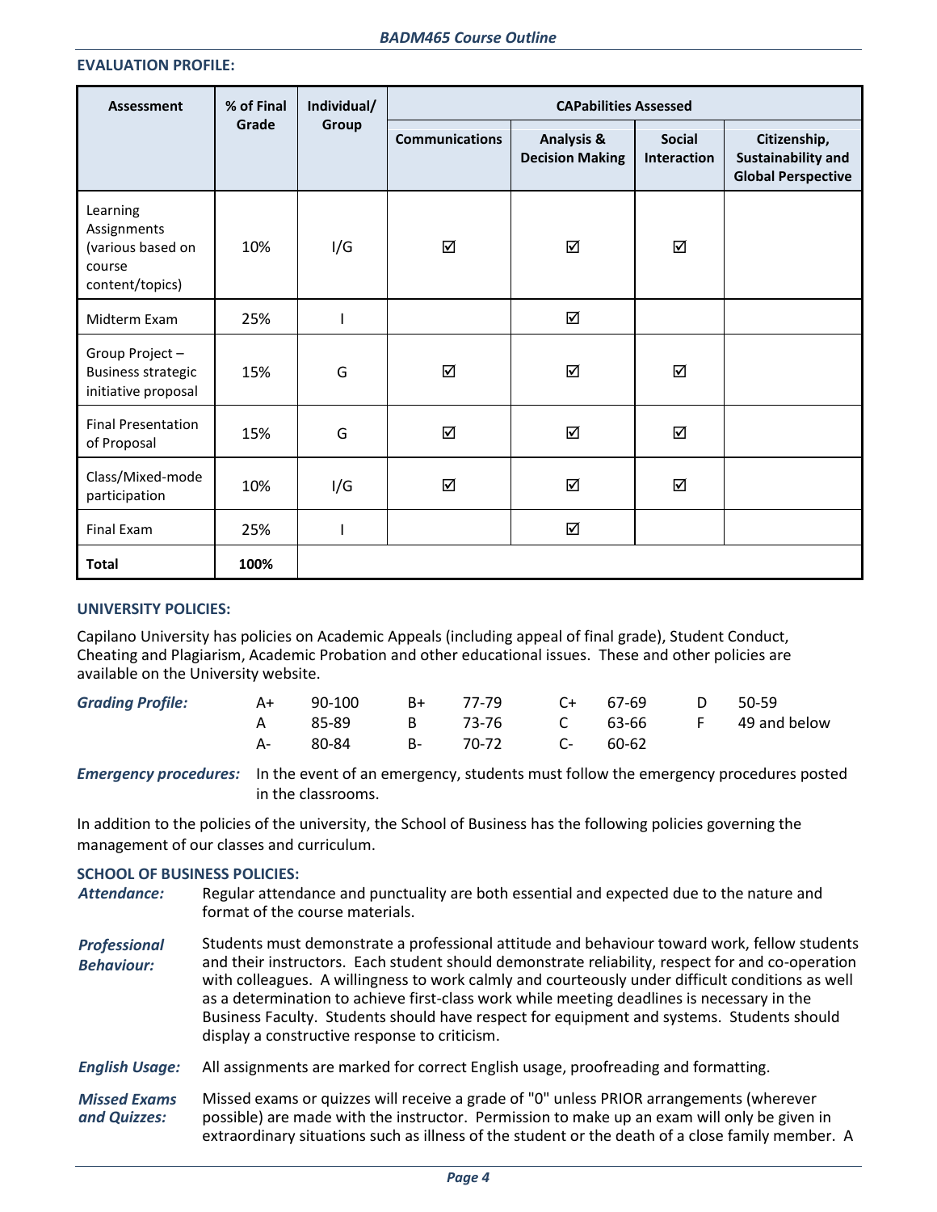## EVALUATION PROFILE:

| Assessment | % of Final Grade | Individual/ Group | CAPabilities Assessed | | | |
|---|---|---|---|---|---|---|
| | | | Communications | Analysis & Decision Making | Social Interaction | Citizenship, Sustainability and Global Perspective |
| Learning Assignments (various based on course content/topics) | 10% | I/G | ☑ | ☑ | ☑ | |
| Midterm Exam | 25% | I | | ☑ | | |
| Group Project – Business strategic initiative proposal | 15% | G | ☑ | ☑ | ☑ | |
| Final Presentation of Proposal | 15% | G | ☑ | ☑ | ☑ | |
| Class/Mixed-mode participation | 10% | I/G | ☑ | ☑ | ☑ | |
| Final Exam | 25% | I | | ☑ | | |
| **Total** | **100%** | | | | | |

## UNIVERSITY POLICIES:

Capilano University has policies on Academic Appeals (including appeal of final grade), Student Conduct, Cheating and Plagiarism, Academic Probation and other educational issues. These and other policies are available on the University website.

***Grading Profile:***

| | | | | | | | |
|---|---|---|---|---|---|---|---|
| A+ | 90-100 | B+ | 77-79 | C+ | 67-69 | D | 50-59 |
| A | 85-89 | B | 73-76 | C | 63-66 | F | 49 and below |
| A- | 80-84 | B- | 70-72 | C- | 60-62 | | |

***Emergency procedures:*** In the event of an emergency, students must follow the emergency procedures posted in the classrooms.

In addition to the policies of the university, the School of Business has the following policies governing the management of our classes and curriculum.

## SCHOOL OF BUSINESS POLICIES:

***Attendance:*** Regular attendance and punctuality are both essential and expected due to the nature and format of the course materials.

***Professional Behaviour:*** Students must demonstrate a professional attitude and behaviour toward work, fellow students and their instructors. Each student should demonstrate reliability, respect for and co-operation with colleagues. A willingness to work calmly and courteously under difficult conditions as well as a determination to achieve first-class work while meeting deadlines is necessary in the Business Faculty. Students should have respect for equipment and systems. Students should display a constructive response to criticism.

***English Usage:*** All assignments are marked for correct English usage, proofreading and formatting.

***Missed Exams and Quizzes:*** Missed exams or quizzes will receive a grade of "0" unless PRIOR arrangements (wherever possible) are made with the instructor. Permission to make up an exam will only be given in extraordinary situations such as illness of the student or the death of a close family member. A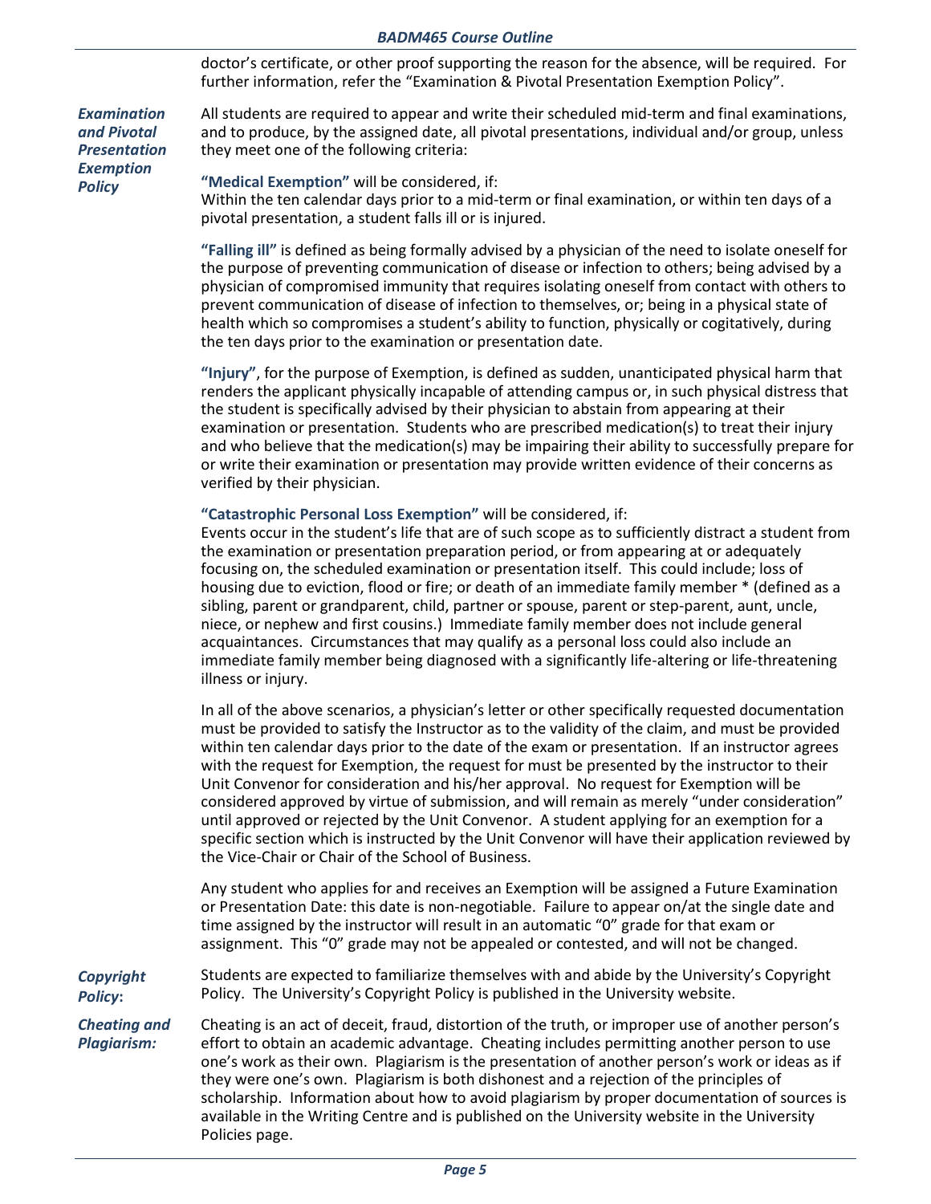doctor's certificate, or other proof supporting the reason for the absence, will be required. For further information, refer the "Examination & Pivotal Presentation Exemption Policy".

***Examination and Pivotal Presentation Exemption Policy***

All students are required to appear and write their scheduled mid-term and final examinations, and to produce, by the assigned date, all pivotal presentations, individual and/or group, unless they meet one of the following criteria:

**"Medical Exemption"** will be considered, if:
Within the ten calendar days prior to a mid-term or final examination, or within ten days of a pivotal presentation, a student falls ill or is injured.

**"Falling ill"** is defined as being formally advised by a physician of the need to isolate oneself for the purpose of preventing communication of disease or infection to others; being advised by a physician of compromised immunity that requires isolating oneself from contact with others to prevent communication of disease of infection to themselves, or; being in a physical state of health which so compromises a student's ability to function, physically or cogitatively, during the ten days prior to the examination or presentation date.

**"Injury"**, for the purpose of Exemption, is defined as sudden, unanticipated physical harm that renders the applicant physically incapable of attending campus or, in such physical distress that the student is specifically advised by their physician to abstain from appearing at their examination or presentation. Students who are prescribed medication(s) to treat their injury and who believe that the medication(s) may be impairing their ability to successfully prepare for or write their examination or presentation may provide written evidence of their concerns as verified by their physician.

**"Catastrophic Personal Loss Exemption"** will be considered, if:
Events occur in the student's life that are of such scope as to sufficiently distract a student from the examination or presentation preparation period, or from appearing at or adequately focusing on, the scheduled examination or presentation itself. This could include; loss of housing due to eviction, flood or fire; or death of an immediate family member * (defined as a sibling, parent or grandparent, child, partner or spouse, parent or step-parent, aunt, uncle, niece, or nephew and first cousins.) Immediate family member does not include general acquaintances. Circumstances that may qualify as a personal loss could also include an immediate family member being diagnosed with a significantly life-altering or life-threatening illness or injury.

In all of the above scenarios, a physician's letter or other specifically requested documentation must be provided to satisfy the Instructor as to the validity of the claim, and must be provided within ten calendar days prior to the date of the exam or presentation. If an instructor agrees with the request for Exemption, the request for must be presented by the instructor to their Unit Convenor for consideration and his/her approval. No request for Exemption will be considered approved by virtue of submission, and will remain as merely "under consideration" until approved or rejected by the Unit Convenor. A student applying for an exemption for a specific section which is instructed by the Unit Convenor will have their application reviewed by the Vice-Chair or Chair of the School of Business.

Any student who applies for and receives an Exemption will be assigned a Future Examination or Presentation Date: this date is non-negotiable. Failure to appear on/at the single date and time assigned by the instructor will result in an automatic "0" grade for that exam or assignment. This "0" grade may not be appealed or contested, and will not be changed.

***Copyright Policy*:**

Students are expected to familiarize themselves with and abide by the University's Copyright Policy. The University's Copyright Policy is published in the University website.

***Cheating and Plagiarism:***

Cheating is an act of deceit, fraud, distortion of the truth, or improper use of another person's effort to obtain an academic advantage. Cheating includes permitting another person to use one's work as their own. Plagiarism is the presentation of another person's work or ideas as if they were one's own. Plagiarism is both dishonest and a rejection of the principles of scholarship. Information about how to avoid plagiarism by proper documentation of sources is available in the Writing Centre and is published on the University website in the University Policies page.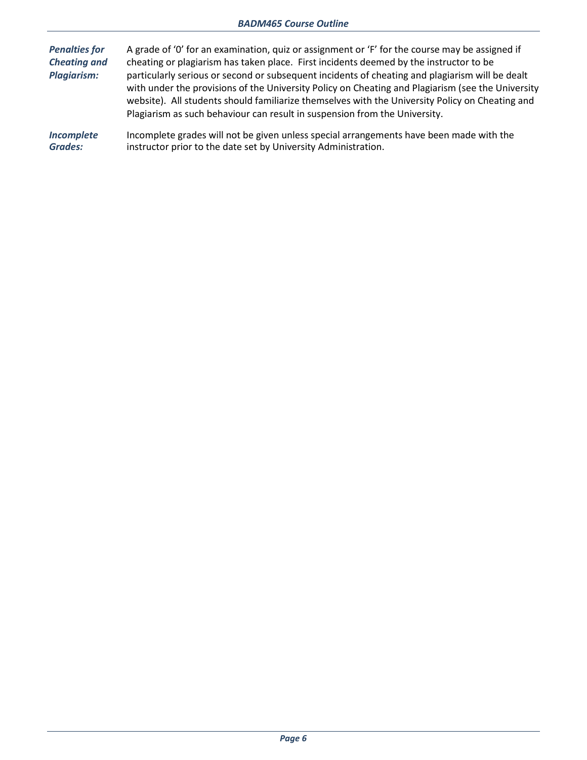***Penalties for Cheating and Plagiarism:*** A grade of '0' for an examination, quiz or assignment or 'F' for the course may be assigned if cheating or plagiarism has taken place. First incidents deemed by the instructor to be particularly serious or second or subsequent incidents of cheating and plagiarism will be dealt with under the provisions of the University Policy on Cheating and Plagiarism (see the University website). All students should familiarize themselves with the University Policy on Cheating and Plagiarism as such behaviour can result in suspension from the University.

***Incomplete Grades:*** Incomplete grades will not be given unless special arrangements have been made with the instructor prior to the date set by University Administration.